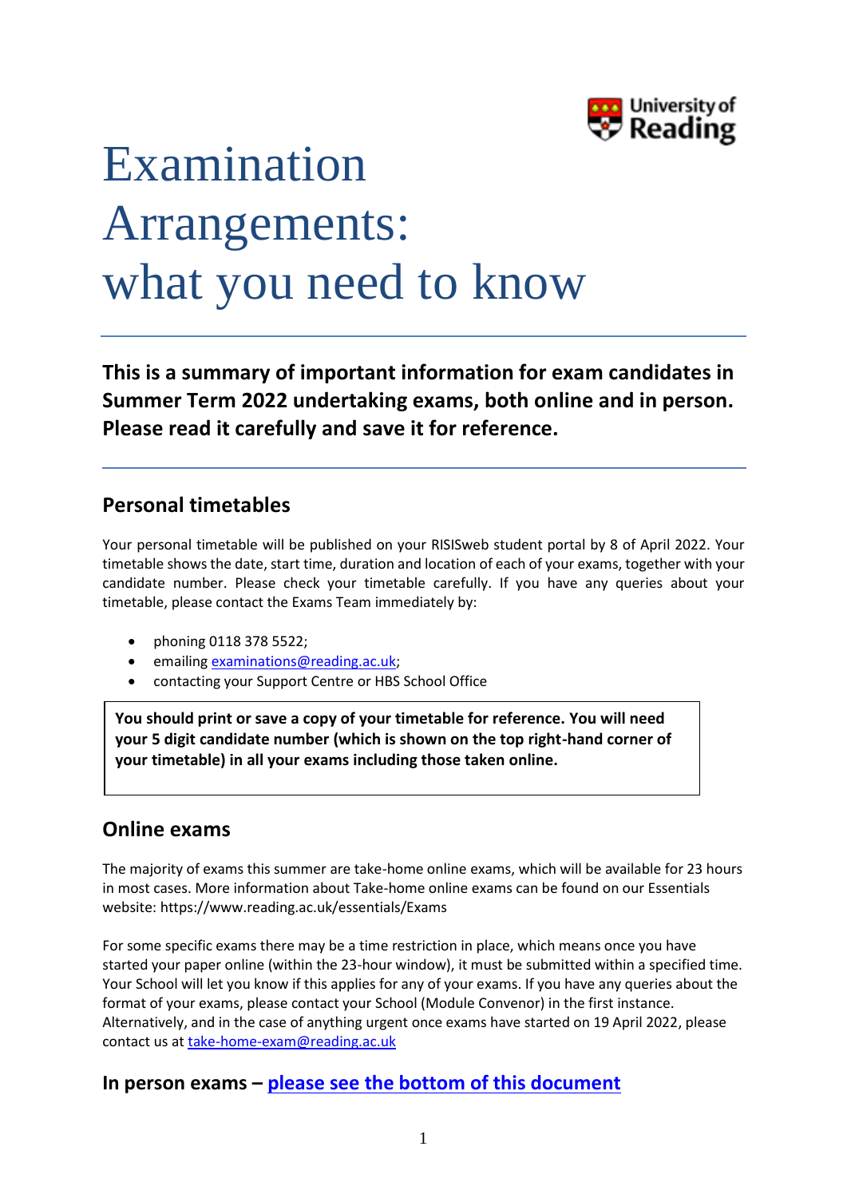# Examination Arrangements: what you need to know

**This is a summary of important information for exam candidates in Summer Term 2022 undertaking exams, both online and in person. Please read it carefully and save it for reference.**

## Personal timetables

Your personal timetable will be published on your RISISweb student portal by 8 of April 2022. Your timetable shows the date, start time, duration and location of each of your exams, together with your candidate number. Please check your timetable carefully. If you have any queries about your timetable, please contact the Exams Team immediately by:

- phoning 0118 378 5522;
- emailing examinations@reading.ac.uk;
- contacting your Support Centre or HBS School Office

**You should print or save a copy of your timetable for reference. You will need your 5 digit candidate number (which is shown on the top right-hand corner of your timetable) in all your exams including those taken online.**

## Online exams

The majority of exams this summer are take-home online exams, which will be available for 23 hours in most cases. More information about Take-home online exams can be found on our Essentials website: https://www.reading.ac.uk/essentials/Exams

For some specific exams there may be a time restriction in place, which means once you have started your paper online (within the 23-hour window), it must be submitted within a specified time. Your School will let you know if this applies for any of your exams. If you have any queries about the format of your exams, please contact your School (Module Convenor) in the first instance. Alternatively, and in the case of anything urgent once exams have started on 19 April 2022, please contact us at take-home-exam@reading.ac.uk

## In person exams – please see the bottom of this document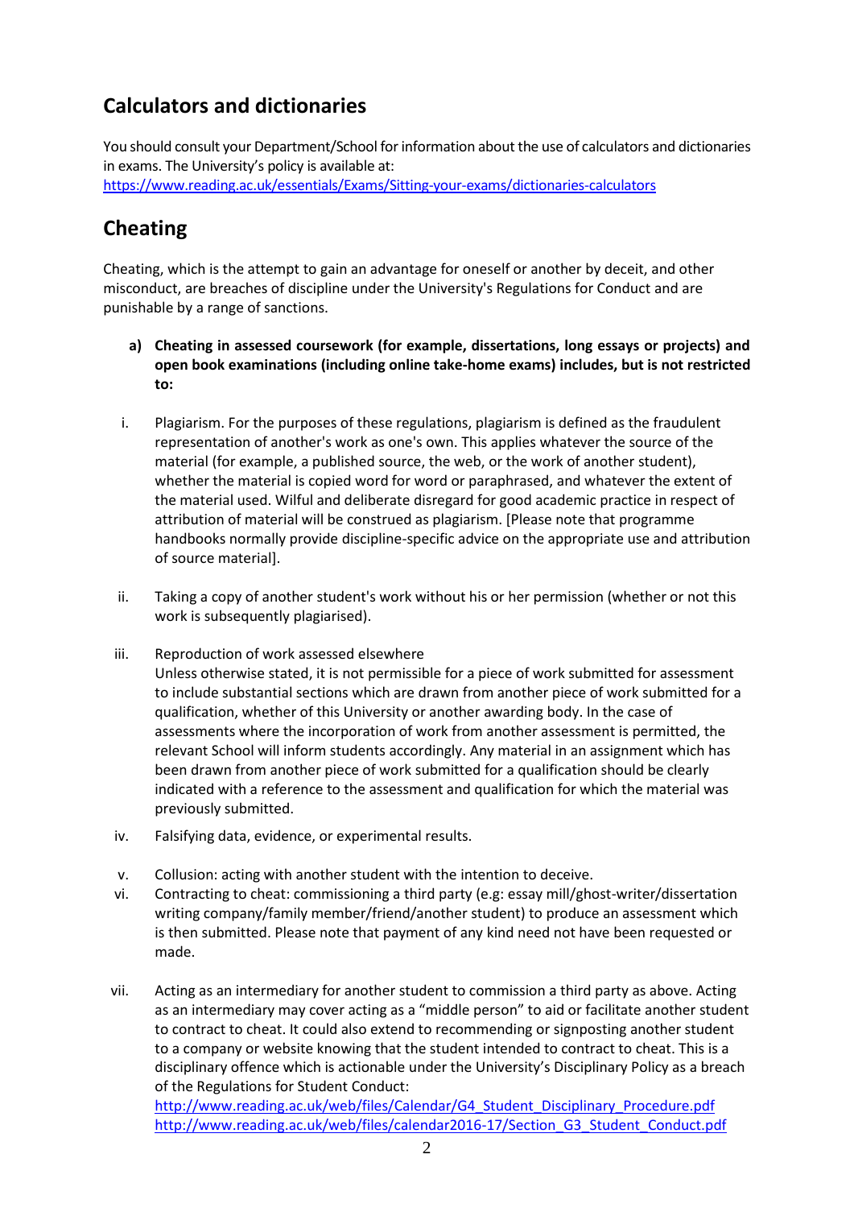## Calculators and dictionaries

You should consult your Department/School for information about the use of calculators and dictionaries in exams. The University's policy is available at:
https://www.reading.ac.uk/essentials/Exams/Sitting-your-exams/dictionaries-calculators

## Cheating

Cheating, which is the attempt to gain an advantage for oneself or another by deceit, and other misconduct, are breaches of discipline under the University's Regulations for Conduct and are punishable by a range of sanctions.

**a) Cheating in assessed coursework (for example, dissertations, long essays or projects) and open book examinations (including online take-home exams) includes, but is not restricted to:**

i. Plagiarism. For the purposes of these regulations, plagiarism is defined as the fraudulent representation of another's work as one's own. This applies whatever the source of the material (for example, a published source, the web, or the work of another student), whether the material is copied word for word or paraphrased, and whatever the extent of the material used. Wilful and deliberate disregard for good academic practice in respect of attribution of material will be construed as plagiarism. [Please note that programme handbooks normally provide discipline-specific advice on the appropriate use and attribution of source material].

ii. Taking a copy of another student's work without his or her permission (whether or not this work is subsequently plagiarised).

iii. Reproduction of work assessed elsewhere
Unless otherwise stated, it is not permissible for a piece of work submitted for assessment to include substantial sections which are drawn from another piece of work submitted for a qualification, whether of this University or another awarding body. In the case of assessments where the incorporation of work from another assessment is permitted, the relevant School will inform students accordingly. Any material in an assignment which has been drawn from another piece of work submitted for a qualification should be clearly indicated with a reference to the assessment and qualification for which the material was previously submitted.

iv. Falsifying data, evidence, or experimental results.

v. Collusion: acting with another student with the intention to deceive.

vi. Contracting to cheat: commissioning a third party (e.g: essay mill/ghost-writer/dissertation writing company/family member/friend/another student) to produce an assessment which is then submitted. Please note that payment of any kind need not have been requested or made.

vii. Acting as an intermediary for another student to commission a third party as above. Acting as an intermediary may cover acting as a "middle person" to aid or facilitate another student to contract to cheat. It could also extend to recommending or signposting another student to a company or website knowing that the student intended to contract to cheat. This is a disciplinary offence which is actionable under the University's Disciplinary Policy as a breach of the Regulations for Student Conduct:
http://www.reading.ac.uk/web/files/Calendar/G4_Student_Disciplinary_Procedure.pdf
http://www.reading.ac.uk/web/files/calendar2016-17/Section_G3_Student_Conduct.pdf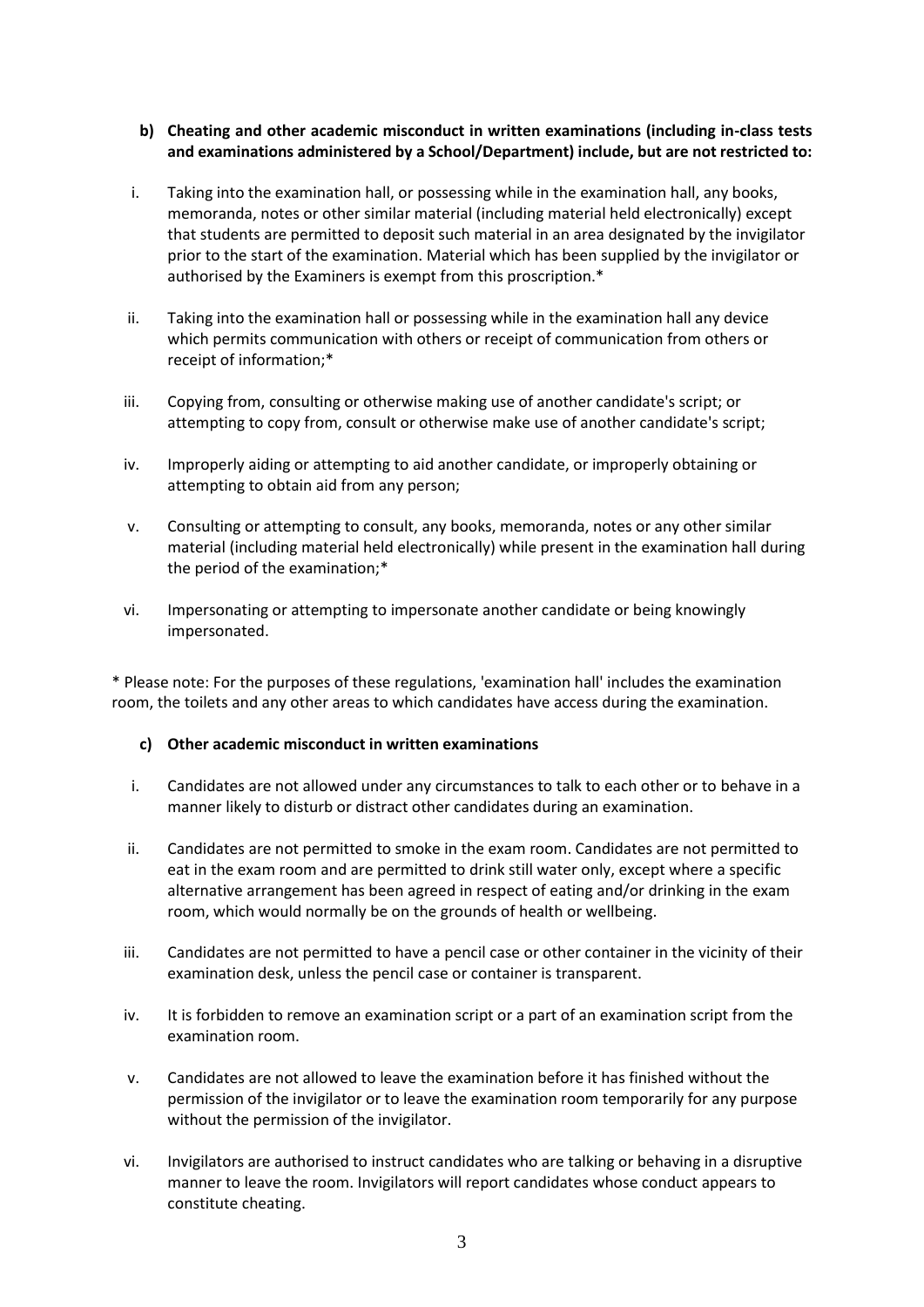**b) Cheating and other academic misconduct in written examinations (including in-class tests and examinations administered by a School/Department) include, but are not restricted to:**

i. Taking into the examination hall, or possessing while in the examination hall, any books, memoranda, notes or other similar material (including material held electronically) except that students are permitted to deposit such material in an area designated by the invigilator prior to the start of the examination. Material which has been supplied by the invigilator or authorised by the Examiners is exempt from this proscription.*

ii. Taking into the examination hall or possessing while in the examination hall any device which permits communication with others or receipt of communication from others or receipt of information;*

iii. Copying from, consulting or otherwise making use of another candidate's script; or attempting to copy from, consult or otherwise make use of another candidate's script;

iv. Improperly aiding or attempting to aid another candidate, or improperly obtaining or attempting to obtain aid from any person;

v. Consulting or attempting to consult, any books, memoranda, notes or any other similar material (including material held electronically) while present in the examination hall during the period of the examination;*

vi. Impersonating or attempting to impersonate another candidate or being knowingly impersonated.

* Please note: For the purposes of these regulations, 'examination hall' includes the examination room, the toilets and any other areas to which candidates have access during the examination.

**c) Other academic misconduct in written examinations**

i. Candidates are not allowed under any circumstances to talk to each other or to behave in a manner likely to disturb or distract other candidates during an examination.

ii. Candidates are not permitted to smoke in the exam room. Candidates are not permitted to eat in the exam room and are permitted to drink still water only, except where a specific alternative arrangement has been agreed in respect of eating and/or drinking in the exam room, which would normally be on the grounds of health or wellbeing.

iii. Candidates are not permitted to have a pencil case or other container in the vicinity of their examination desk, unless the pencil case or container is transparent.

iv. It is forbidden to remove an examination script or a part of an examination script from the examination room.

v. Candidates are not allowed to leave the examination before it has finished without the permission of the invigilator or to leave the examination room temporarily for any purpose without the permission of the invigilator.

vi. Invigilators are authorised to instruct candidates who are talking or behaving in a disruptive manner to leave the room. Invigilators will report candidates whose conduct appears to constitute cheating.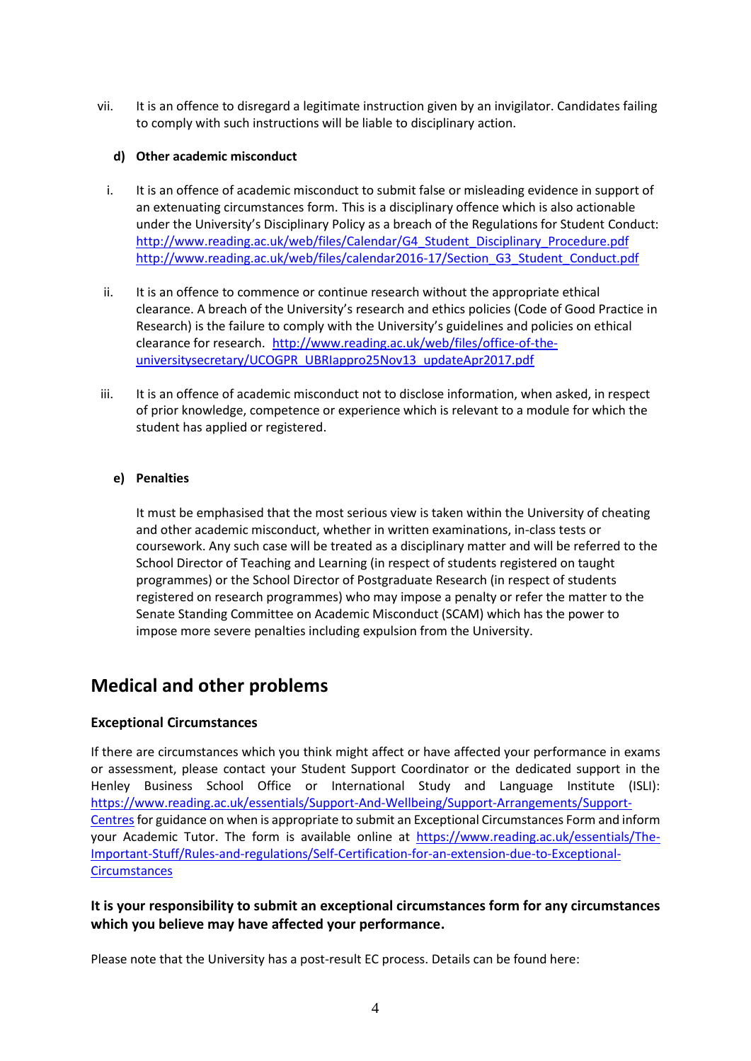vii. It is an offence to disregard a legitimate instruction given by an invigilator. Candidates failing to comply with such instructions will be liable to disciplinary action.

**d) Other academic misconduct**

i. It is an offence of academic misconduct to submit false or misleading evidence in support of an extenuating circumstances form. This is a disciplinary offence which is also actionable under the University's Disciplinary Policy as a breach of the Regulations for Student Conduct: http://www.reading.ac.uk/web/files/Calendar/G4_Student_Disciplinary_Procedure.pdf http://www.reading.ac.uk/web/files/calendar2016-17/Section_G3_Student_Conduct.pdf

ii. It is an offence to commence or continue research without the appropriate ethical clearance. A breach of the University's research and ethics policies (Code of Good Practice in Research) is the failure to comply with the University's guidelines and policies on ethical clearance for research. http://www.reading.ac.uk/web/files/office-of-the-universitysecretary/UCOGPR_UBRIappro25Nov13_updateApr2017.pdf

iii. It is an offence of academic misconduct not to disclose information, when asked, in respect of prior knowledge, competence or experience which is relevant to a module for which the student has applied or registered.

**e) Penalties**

It must be emphasised that the most serious view is taken within the University of cheating and other academic misconduct, whether in written examinations, in-class tests or coursework. Any such case will be treated as a disciplinary matter and will be referred to the School Director of Teaching and Learning (in respect of students registered on taught programmes) or the School Director of Postgraduate Research (in respect of students registered on research programmes) who may impose a penalty or refer the matter to the Senate Standing Committee on Academic Misconduct (SCAM) which has the power to impose more severe penalties including expulsion from the University.

## Medical and other problems

**Exceptional Circumstances**

If there are circumstances which you think might affect or have affected your performance in exams or assessment, please contact your Student Support Coordinator or the dedicated support in the Henley Business School Office or International Study and Language Institute (ISLI): https://www.reading.ac.uk/essentials/Support-And-Wellbeing/Support-Arrangements/Support-Centres for guidance on when is appropriate to submit an Exceptional Circumstances Form and inform your Academic Tutor. The form is available online at https://www.reading.ac.uk/essentials/The-Important-Stuff/Rules-and-regulations/Self-Certification-for-an-extension-due-to-Exceptional-Circumstances

**It is your responsibility to submit an exceptional circumstances form for any circumstances which you believe may have affected your performance.**

Please note that the University has a post-result EC process. Details can be found here: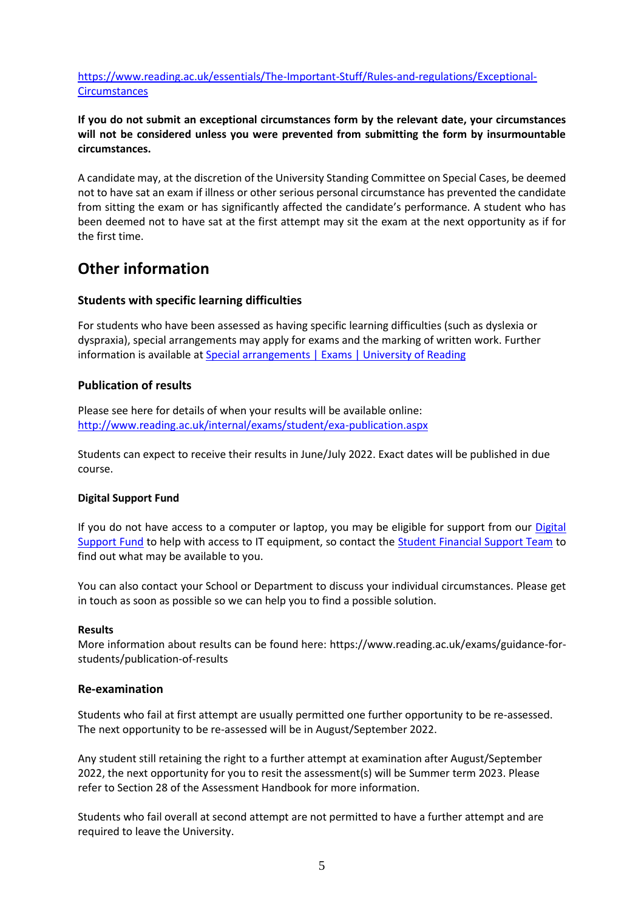[https://www.reading.ac.uk/essentials/The-Important-Stuff/Rules-and-regulations/Exceptional-Circumstances](https://www.reading.ac.uk/essentials/The-Important-Stuff/Rules-and-regulations/Exceptional-Circumstances)

**If you do not submit an exceptional circumstances form by the relevant date, your circumstances will not be considered unless you were prevented from submitting the form by insurmountable circumstances.**

A candidate may, at the discretion of the University Standing Committee on Special Cases, be deemed not to have sat an exam if illness or other serious personal circumstance has prevented the candidate from sitting the exam or has significantly affected the candidate's performance. A student who has been deemed not to have sat at the first attempt may sit the exam at the next opportunity as if for the first time.

## Other information

### Students with specific learning difficulties

For students who have been assessed as having specific learning difficulties (such as dyslexia or dyspraxia), special arrangements may apply for exams and the marking of written work. Further information is available at Special arrangements | Exams | University of Reading

### Publication of results

Please see here for details of when your results will be available online: [http://www.reading.ac.uk/internal/exams/student/exa-publication.aspx](http://www.reading.ac.uk/internal/exams/student/exa-publication.aspx)

Students can expect to receive their results in June/July 2022. Exact dates will be published in due course.

**Digital Support Fund**

If you do not have access to a computer or laptop, you may be eligible for support from our Digital Support Fund to help with access to IT equipment, so contact the Student Financial Support Team to find out what may be available to you.

You can also contact your School or Department to discuss your individual circumstances. Please get in touch as soon as possible so we can help you to find a possible solution.

**Results**
More information about results can be found here: https://www.reading.ac.uk/exams/guidance-for-students/publication-of-results

### Re-examination

Students who fail at first attempt are usually permitted one further opportunity to be re-assessed. The next opportunity to be re-assessed will be in August/September 2022.

Any student still retaining the right to a further attempt at examination after August/September 2022, the next opportunity for you to resit the assessment(s) will be Summer term 2023. Please refer to Section 28 of the Assessment Handbook for more information.

Students who fail overall at second attempt are not permitted to have a further attempt and are required to leave the University.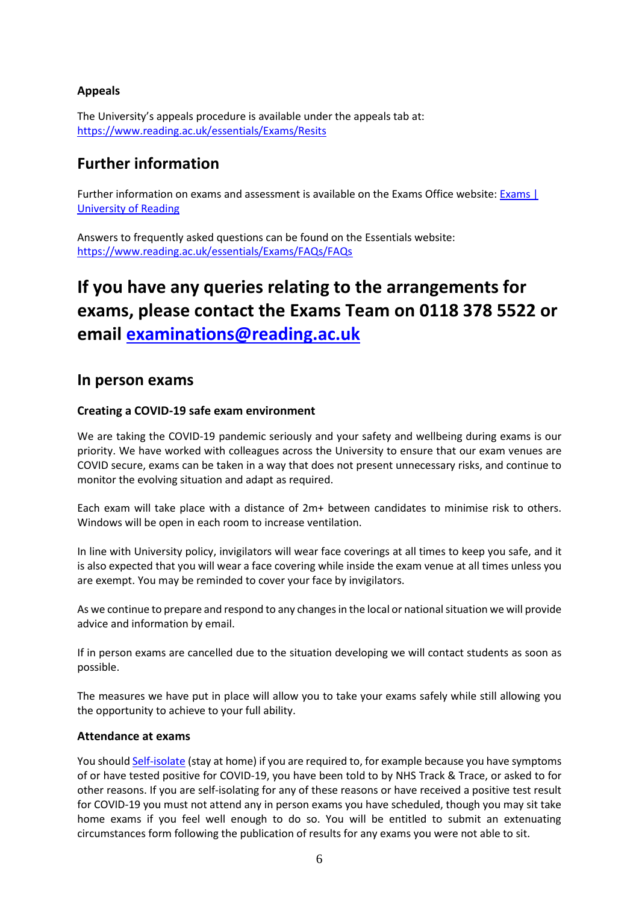### Appeals

The University's appeals procedure is available under the appeals tab at: [https://www.reading.ac.uk/essentials/Exams/Resits](https://www.reading.ac.uk/essentials/Exams/Resits)

## Further information

Further information on exams and assessment is available on the Exams Office website: [Exams | University of Reading](https://www.reading.ac.uk/essentials/Exams)

Answers to frequently asked questions can be found on the Essentials website: [https://www.reading.ac.uk/essentials/Exams/FAQs/FAQs](https://www.reading.ac.uk/essentials/Exams/FAQs/FAQs)

# If you have any queries relating to the arrangements for exams, please contact the Exams Team on 0118 378 5522 or email [examinations@reading.ac.uk](mailto:examinations@reading.ac.uk)

## In person exams

### Creating a COVID-19 safe exam environment

We are taking the COVID-19 pandemic seriously and your safety and wellbeing during exams is our priority. We have worked with colleagues across the University to ensure that our exam venues are COVID secure, exams can be taken in a way that does not present unnecessary risks, and continue to monitor the evolving situation and adapt as required.

Each exam will take place with a distance of 2m+ between candidates to minimise risk to others. Windows will be open in each room to increase ventilation.

In line with University policy, invigilators will wear face coverings at all times to keep you safe, and it is also expected that you will wear a face covering while inside the exam venue at all times unless you are exempt. You may be reminded to cover your face by invigilators.

As we continue to prepare and respond to any changes in the local or national situation we will provide advice and information by email.

If in person exams are cancelled due to the situation developing we will contact students as soon as possible.

The measures we have put in place will allow you to take your exams safely while still allowing you the opportunity to achieve to your full ability.

### Attendance at exams

You should Self-isolate (stay at home) if you are required to, for example because you have symptoms of or have tested positive for COVID-19, you have been told to by NHS Track & Trace, or asked to for other reasons. If you are self-isolating for any of these reasons or have received a positive test result for COVID-19 you must not attend any in person exams you have scheduled, though you may sit take home exams if you feel well enough to do so. You will be entitled to submit an extenuating circumstances form following the publication of results for any exams you were not able to sit.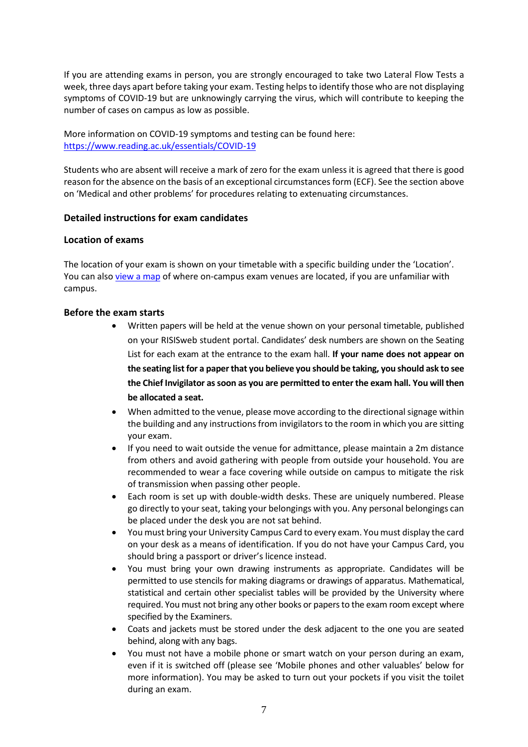If you are attending exams in person, you are strongly encouraged to take two Lateral Flow Tests a week, three days apart before taking your exam. Testing helps to identify those who are not displaying symptoms of COVID-19 but are unknowingly carrying the virus, which will contribute to keeping the number of cases on campus as low as possible.

More information on COVID-19 symptoms and testing can be found here: https://www.reading.ac.uk/essentials/COVID-19

Students who are absent will receive a mark of zero for the exam unless it is agreed that there is good reason for the absence on the basis of an exceptional circumstances form (ECF). See the section above on 'Medical and other problems' for procedures relating to extenuating circumstances.

### Detailed instructions for exam candidates

#### Location of exams

The location of your exam is shown on your timetable with a specific building under the 'Location'. You can also view a map of where on-campus exam venues are located, if you are unfamiliar with campus.

#### Before the exam starts

- Written papers will be held at the venue shown on your personal timetable, published on your RISISweb student portal. Candidates' desk numbers are shown on the Seating List for each exam at the entrance to the exam hall. **If your name does not appear on the seating list for a paper that you believe you should be taking, you should ask to see the Chief Invigilator as soon as you are permitted to enter the exam hall. You will then be allocated a seat.**
- When admitted to the venue, please move according to the directional signage within the building and any instructions from invigilators to the room in which you are sitting your exam.
- If you need to wait outside the venue for admittance, please maintain a 2m distance from others and avoid gathering with people from outside your household. You are recommended to wear a face covering while outside on campus to mitigate the risk of transmission when passing other people.
- Each room is set up with double-width desks. These are uniquely numbered. Please go directly to your seat, taking your belongings with you. Any personal belongings can be placed under the desk you are not sat behind.
- You must bring your University Campus Card to every exam. You must display the card on your desk as a means of identification. If you do not have your Campus Card, you should bring a passport or driver's licence instead.
- You must bring your own drawing instruments as appropriate. Candidates will be permitted to use stencils for making diagrams or drawings of apparatus. Mathematical, statistical and certain other specialist tables will be provided by the University where required. You must not bring any other books or papers to the exam room except where specified by the Examiners.
- Coats and jackets must be stored under the desk adjacent to the one you are seated behind, along with any bags.
- You must not have a mobile phone or smart watch on your person during an exam, even if it is switched off (please see 'Mobile phones and other valuables' below for more information). You may be asked to turn out your pockets if you visit the toilet during an exam.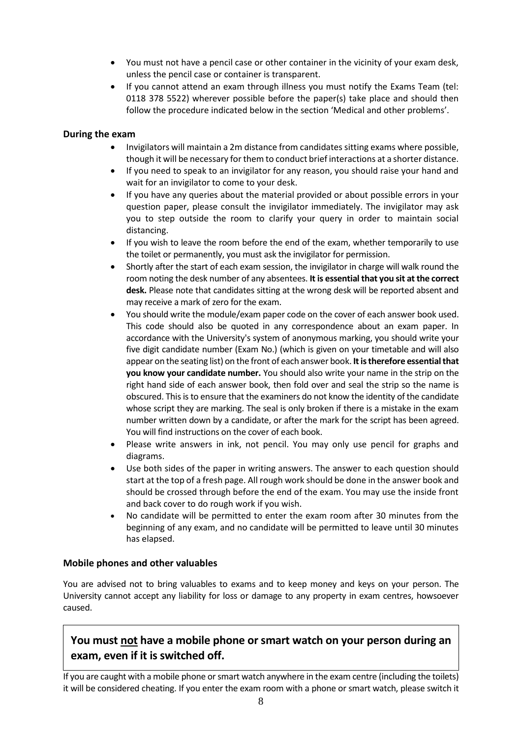- You must not have a pencil case or other container in the vicinity of your exam desk, unless the pencil case or container is transparent.
- If you cannot attend an exam through illness you must notify the Exams Team (tel: 0118 378 5522) wherever possible before the paper(s) take place and should then follow the procedure indicated below in the section 'Medical and other problems'.

### During the exam

- Invigilators will maintain a 2m distance from candidates sitting exams where possible, though it will be necessary for them to conduct brief interactions at a shorter distance.
- If you need to speak to an invigilator for any reason, you should raise your hand and wait for an invigilator to come to your desk.
- If you have any queries about the material provided or about possible errors in your question paper, please consult the invigilator immediately. The invigilator may ask you to step outside the room to clarify your query in order to maintain social distancing.
- If you wish to leave the room before the end of the exam, whether temporarily to use the toilet or permanently, you must ask the invigilator for permission.
- Shortly after the start of each exam session, the invigilator in charge will walk round the room noting the desk number of any absentees. **It is essential that you sit at the correct desk.** Please note that candidates sitting at the wrong desk will be reported absent and may receive a mark of zero for the exam.
- You should write the module/exam paper code on the cover of each answer book used. This code should also be quoted in any correspondence about an exam paper. In accordance with the University's system of anonymous marking, you should write your five digit candidate number (Exam No.) (which is given on your timetable and will also appear on the seating list) on the front of each answer book. **It is therefore essential that you know your candidate number.** You should also write your name in the strip on the right hand side of each answer book, then fold over and seal the strip so the name is obscured. This is to ensure that the examiners do not know the identity of the candidate whose script they are marking. The seal is only broken if there is a mistake in the exam number written down by a candidate, or after the mark for the script has been agreed. You will find instructions on the cover of each book.
- Please write answers in ink, not pencil. You may only use pencil for graphs and diagrams.
- Use both sides of the paper in writing answers. The answer to each question should start at the top of a fresh page. All rough work should be done in the answer book and should be crossed through before the end of the exam. You may use the inside front and back cover to do rough work if you wish.
- No candidate will be permitted to enter the exam room after 30 minutes from the beginning of any exam, and no candidate will be permitted to leave until 30 minutes has elapsed.

### Mobile phones and other valuables

You are advised not to bring valuables to exams and to keep money and keys on your person. The University cannot accept any liability for loss or damage to any property in exam centres, howsoever caused.

**You must <u>not</u> have a mobile phone or smart watch on your person during an exam, even if it is switched off.**

If you are caught with a mobile phone or smart watch anywhere in the exam centre (including the toilets) it will be considered cheating. If you enter the exam room with a phone or smart watch, please switch it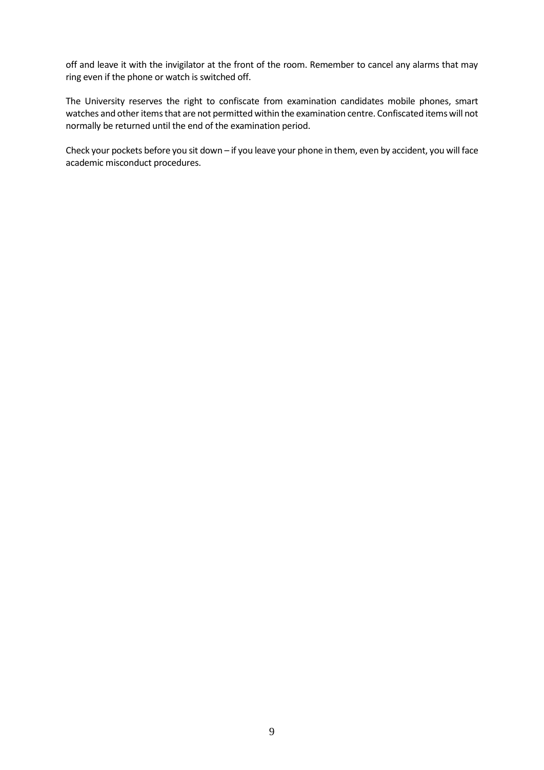off and leave it with the invigilator at the front of the room. Remember to cancel any alarms that may ring even if the phone or watch is switched off.

The University reserves the right to confiscate from examination candidates mobile phones, smart watches and other items that are not permitted within the examination centre. Confiscated items will not normally be returned until the end of the examination period.

Check your pockets before you sit down – if you leave your phone in them, even by accident, you will face academic misconduct procedures.